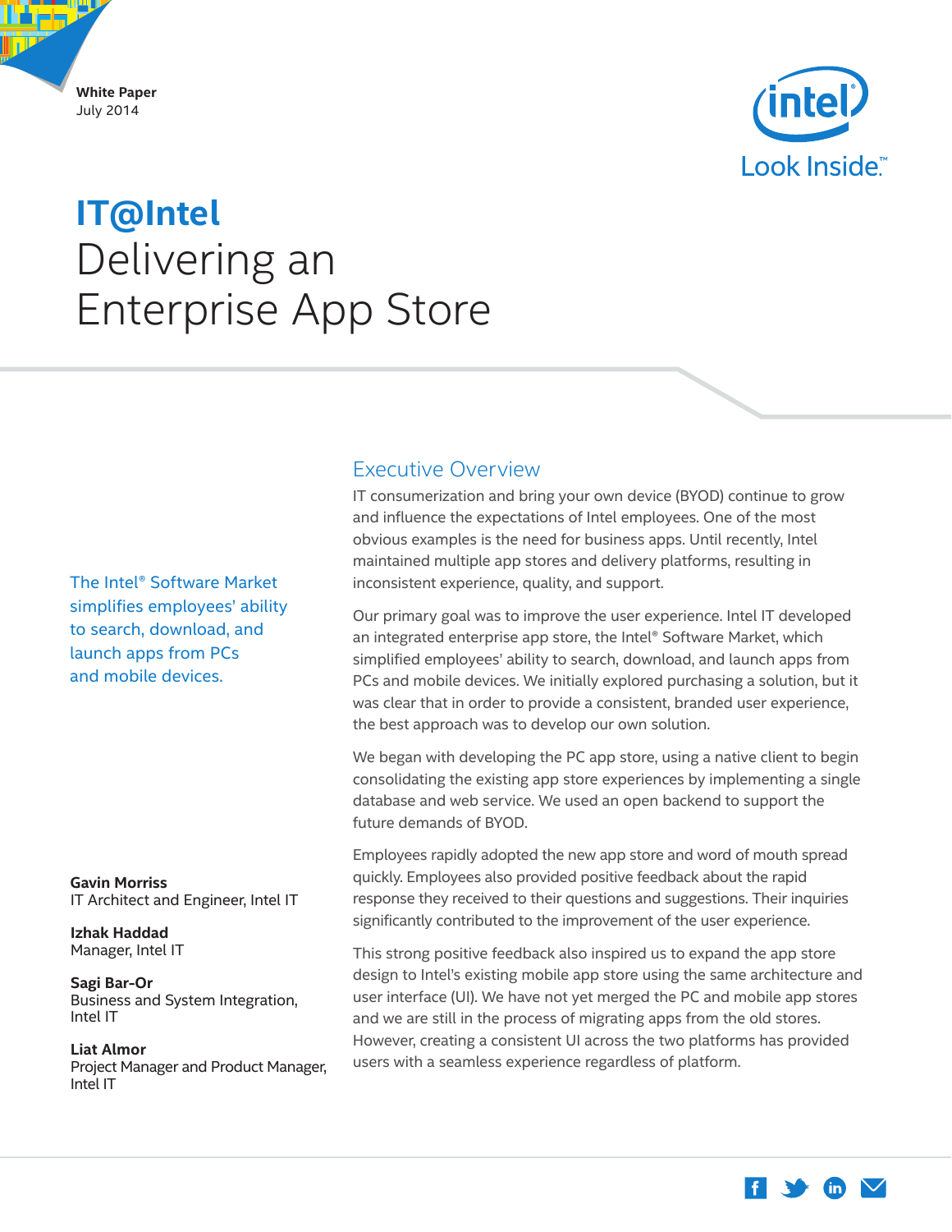White Paper
July 2014

# IT@Intel
# Delivering an Enterprise App Store

The Intel® Software Market simplifies employees' ability to search, download, and launch apps from PCs and mobile devices.

**Gavin Morriss**
IT Architect and Engineer, Intel IT

**Izhak Haddad**
Manager, Intel IT

**Sagi Bar-Or**
Business and System Integration, Intel IT

**Liat Almor**
Project Manager and Product Manager, Intel IT

## Executive Overview

IT consumerization and bring your own device (BYOD) continue to grow and influence the expectations of Intel employees. One of the most obvious examples is the need for business apps. Until recently, Intel maintained multiple app stores and delivery platforms, resulting in inconsistent experience, quality, and support.

Our primary goal was to improve the user experience. Intel IT developed an integrated enterprise app store, the Intel® Software Market, which simplified employees' ability to search, download, and launch apps from PCs and mobile devices. We initially explored purchasing a solution, but it was clear that in order to provide a consistent, branded user experience, the best approach was to develop our own solution.

We began with developing the PC app store, using a native client to begin consolidating the existing app store experiences by implementing a single database and web service. We used an open backend to support the future demands of BYOD.

Employees rapidly adopted the new app store and word of mouth spread quickly. Employees also provided positive feedback about the rapid response they received to their questions and suggestions. Their inquiries significantly contributed to the improvement of the user experience.

This strong positive feedback also inspired us to expand the app store design to Intel's existing mobile app store using the same architecture and user interface (UI). We have not yet merged the PC and mobile app stores and we are still in the process of migrating apps from the old stores. However, creating a consistent UI across the two platforms has provided users with a seamless experience regardless of platform.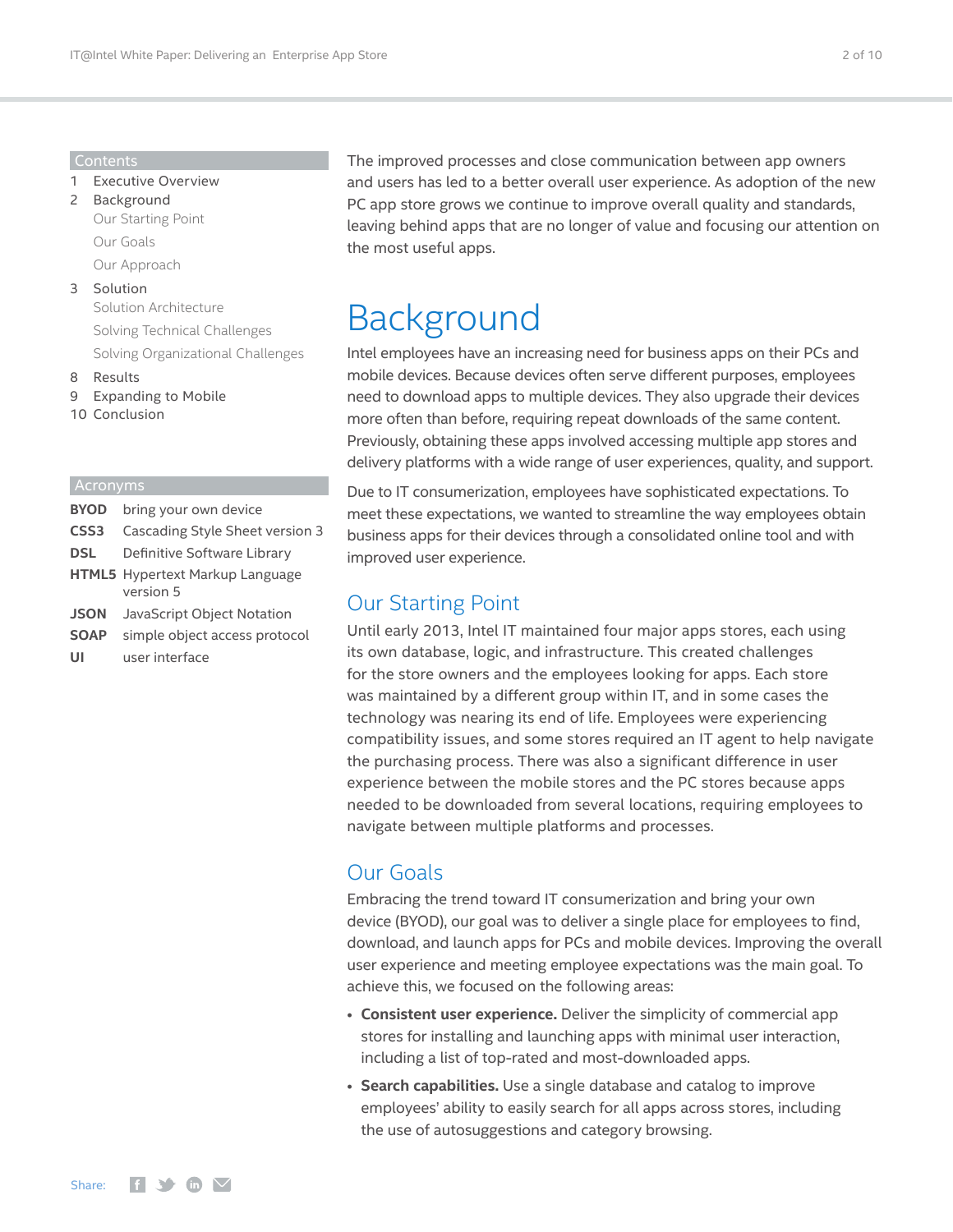## Contents

1 Executive Overview
2 Background
  Our Starting Point
  Our Goals
  Our Approach
3 Solution
  Solution Architecture
  Solving Technical Challenges
  Solving Organizational Challenges
8 Results
9 Expanding to Mobile
10 Conclusion

## Acronyms

| | |
|---|---|
| **BYOD** | bring your own device |
| **CSS3** | Cascading Style Sheet version 3 |
| **DSL** | Definitive Software Library |
| **HTML5** | Hypertext Markup Language version 5 |
| **JSON** | JavaScript Object Notation |
| **SOAP** | simple object access protocol |
| **UI** | user interface |

The improved processes and close communication between app owners and users has led to a better overall user experience. As adoption of the new PC app store grows we continue to improve overall quality and standards, leaving behind apps that are no longer of value and focusing our attention on the most useful apps.

# Background

Intel employees have an increasing need for business apps on their PCs and mobile devices. Because devices often serve different purposes, employees need to download apps to multiple devices. They also upgrade their devices more often than before, requiring repeat downloads of the same content. Previously, obtaining these apps involved accessing multiple app stores and delivery platforms with a wide range of user experiences, quality, and support.

Due to IT consumerization, employees have sophisticated expectations. To meet these expectations, we wanted to streamline the way employees obtain business apps for their devices through a consolidated online tool and with improved user experience.

## Our Starting Point

Until early 2013, Intel IT maintained four major apps stores, each using its own database, logic, and infrastructure. This created challenges for the store owners and the employees looking for apps. Each store was maintained by a different group within IT, and in some cases the technology was nearing its end of life. Employees were experiencing compatibility issues, and some stores required an IT agent to help navigate the purchasing process. There was also a significant difference in user experience between the mobile stores and the PC stores because apps needed to be downloaded from several locations, requiring employees to navigate between multiple platforms and processes.

## Our Goals

Embracing the trend toward IT consumerization and bring your own device (BYOD), our goal was to deliver a single place for employees to find, download, and launch apps for PCs and mobile devices. Improving the overall user experience and meeting employee expectations was the main goal. To achieve this, we focused on the following areas:

- **Consistent user experience.** Deliver the simplicity of commercial app stores for installing and launching apps with minimal user interaction, including a list of top-rated and most-downloaded apps.
- **Search capabilities.** Use a single database and catalog to improve employees' ability to easily search for all apps across stores, including the use of autosuggestions and category browsing.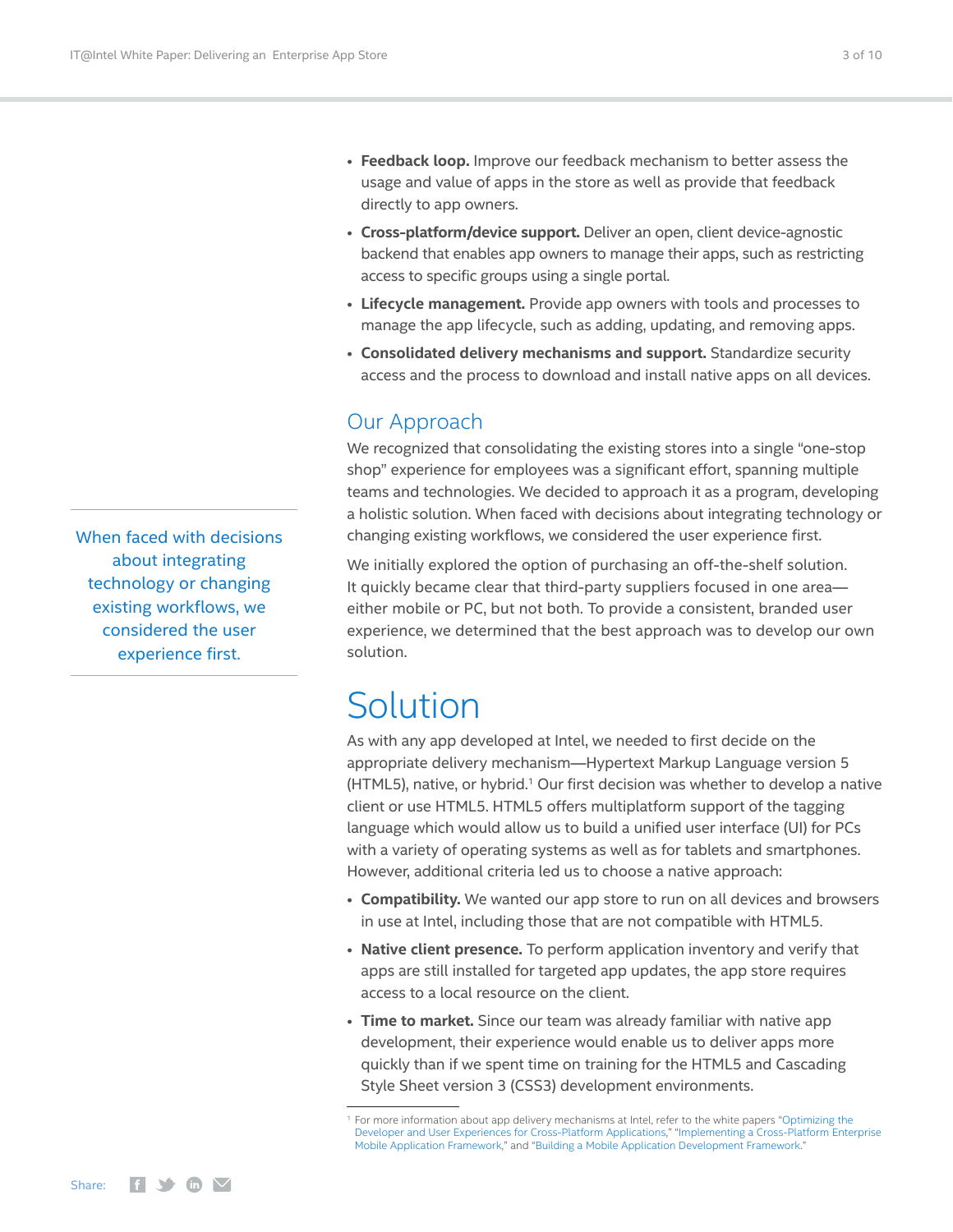- **Feedback loop.** Improve our feedback mechanism to better assess the usage and value of apps in the store as well as provide that feedback directly to app owners.
- **Cross-platform/device support.** Deliver an open, client device-agnostic backend that enables app owners to manage their apps, such as restricting access to specific groups using a single portal.
- **Lifecycle management.** Provide app owners with tools and processes to manage the app lifecycle, such as adding, updating, and removing apps.
- **Consolidated delivery mechanisms and support.** Standardize security access and the process to download and install native apps on all devices.

## Our Approach

We recognized that consolidating the existing stores into a single "one-stop shop" experience for employees was a significant effort, spanning multiple teams and technologies. We decided to approach it as a program, developing a holistic solution. When faced with decisions about integrating technology or changing existing workflows, we considered the user experience first.

We initially explored the option of purchasing an off-the-shelf solution. It quickly became clear that third-party suppliers focused in one area—either mobile or PC, but not both. To provide a consistent, branded user experience, we determined that the best approach was to develop our own solution.

When faced with decisions about integrating technology or changing existing workflows, we considered the user experience first.

# Solution

As with any app developed at Intel, we needed to first decide on the appropriate delivery mechanism—Hypertext Markup Language version 5 (HTML5), native, or hybrid.[1] Our first decision was whether to develop a native client or use HTML5. HTML5 offers multiplatform support of the tagging language which would allow us to build a unified user interface (UI) for PCs with a variety of operating systems as well as for tablets and smartphones. However, additional criteria led us to choose a native approach:

- **Compatibility.** We wanted our app store to run on all devices and browsers in use at Intel, including those that are not compatible with HTML5.
- **Native client presence.** To perform application inventory and verify that apps are still installed for targeted app updates, the app store requires access to a local resource on the client.
- **Time to market.** Since our team was already familiar with native app development, their experience would enable us to deliver apps more quickly than if we spent time on training for the HTML5 and Cascading Style Sheet version 3 (CSS3) development environments.

[1] For more information about app delivery mechanisms at Intel, refer to the white papers "Optimizing the Developer and User Experiences for Cross-Platform Applications," "Implementing a Cross-Platform Enterprise Mobile Application Framework," and "Building a Mobile Application Development Framework."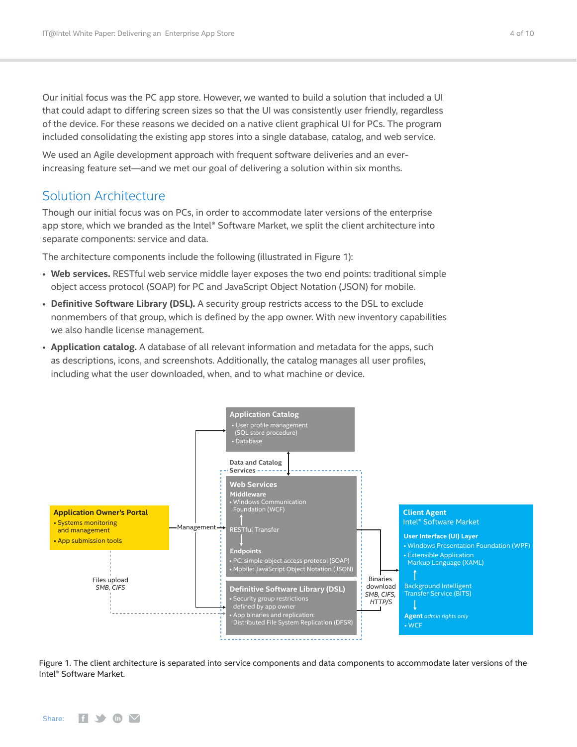Our initial focus was the PC app store. However, we wanted to build a solution that included a UI that could adapt to differing screen sizes so that the UI was consistently user friendly, regardless of the device. For these reasons we decided on a native client graphical UI for PCs. The program included consolidating the existing app stores into a single database, catalog, and web service.

We used an Agile development approach with frequent software deliveries and an ever-increasing feature set—and we met our goal of delivering a solution within six months.

## Solution Architecture

Though our initial focus was on PCs, in order to accommodate later versions of the enterprise app store, which we branded as the Intel® Software Market, we split the client architecture into separate components: service and data.

The architecture components include the following (illustrated in Figure 1):

- **Web services.** RESTful web service middle layer exposes the two end points: traditional simple object access protocol (SOAP) for PC and JavaScript Object Notation (JSON) for mobile.
- **Definitive Software Library (DSL).** A security group restricts access to the DSL to exclude nonmembers of that group, which is defined by the app owner. With new inventory capabilities we also handle license management.
- **Application catalog.** A database of all relevant information and metadata for the apps, such as descriptions, icons, and screenshots. Additionally, the catalog manages all user profiles, including what the user downloaded, when, and to what machine or device.

Figure 1. The client architecture is separated into service components and data components to accommodate later versions of the Intel® Software Market.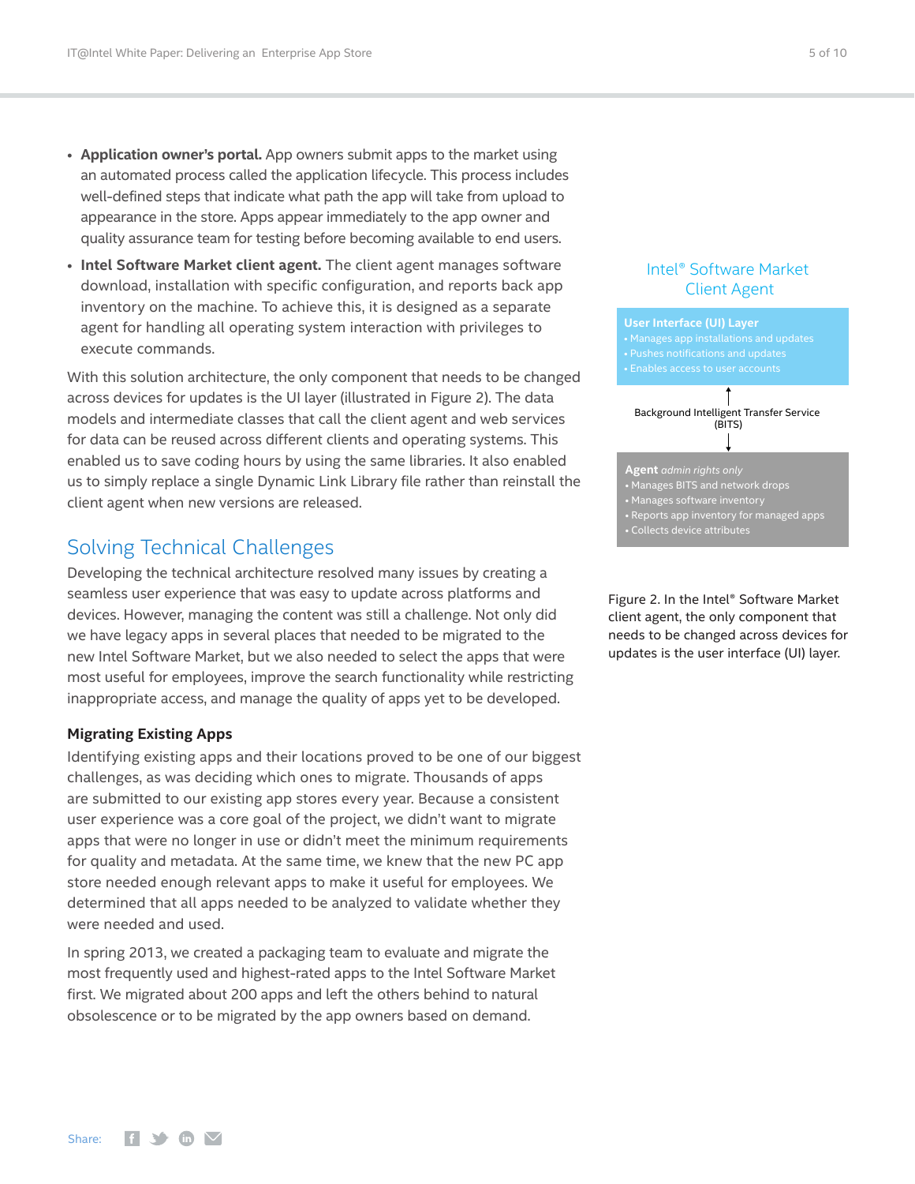- **Application owner's portal.** App owners submit apps to the market using an automated process called the application lifecycle. This process includes well-defined steps that indicate what path the app will take from upload to appearance in the store. Apps appear immediately to the app owner and quality assurance team for testing before becoming available to end users.
- **Intel Software Market client agent.** The client agent manages software download, installation with specific configuration, and reports back app inventory on the machine. To achieve this, it is designed as a separate agent for handling all operating system interaction with privileges to execute commands.

With this solution architecture, the only component that needs to be changed across devices for updates is the UI layer (illustrated in Figure 2). The data models and intermediate classes that call the client agent and web services for data can be reused across different clients and operating systems. This enabled us to save coding hours by using the same libraries. It also enabled us to simply replace a single Dynamic Link Library file rather than reinstall the client agent when new versions are released.

Intel® Software Market Client Agent

**User Interface (UI) Layer**
- Manages app installations and updates
- Pushes notifications and updates
- Enables access to user accounts

Background Intelligent Transfer Service (BITS)

**Agent** *admin rights only*
- Manages BITS and network drops
- Manages software inventory
- Reports app inventory for managed apps
- Collects device attributes

Figure 2. In the Intel® Software Market client agent, the only component that needs to be changed across devices for updates is the user interface (UI) layer.

## Solving Technical Challenges

Developing the technical architecture resolved many issues by creating a seamless user experience that was easy to update across platforms and devices. However, managing the content was still a challenge. Not only did we have legacy apps in several places that needed to be migrated to the new Intel Software Market, but we also needed to select the apps that were most useful for employees, improve the search functionality while restricting inappropriate access, and manage the quality of apps yet to be developed.

### Migrating Existing Apps

Identifying existing apps and their locations proved to be one of our biggest challenges, as was deciding which ones to migrate. Thousands of apps are submitted to our existing app stores every year. Because a consistent user experience was a core goal of the project, we didn't want to migrate apps that were no longer in use or didn't meet the minimum requirements for quality and metadata. At the same time, we knew that the new PC app store needed enough relevant apps to make it useful for employees. We determined that all apps needed to be analyzed to validate whether they were needed and used.

In spring 2013, we created a packaging team to evaluate and migrate the most frequently used and highest-rated apps to the Intel Software Market first. We migrated about 200 apps and left the others behind to natural obsolescence or to be migrated by the app owners based on demand.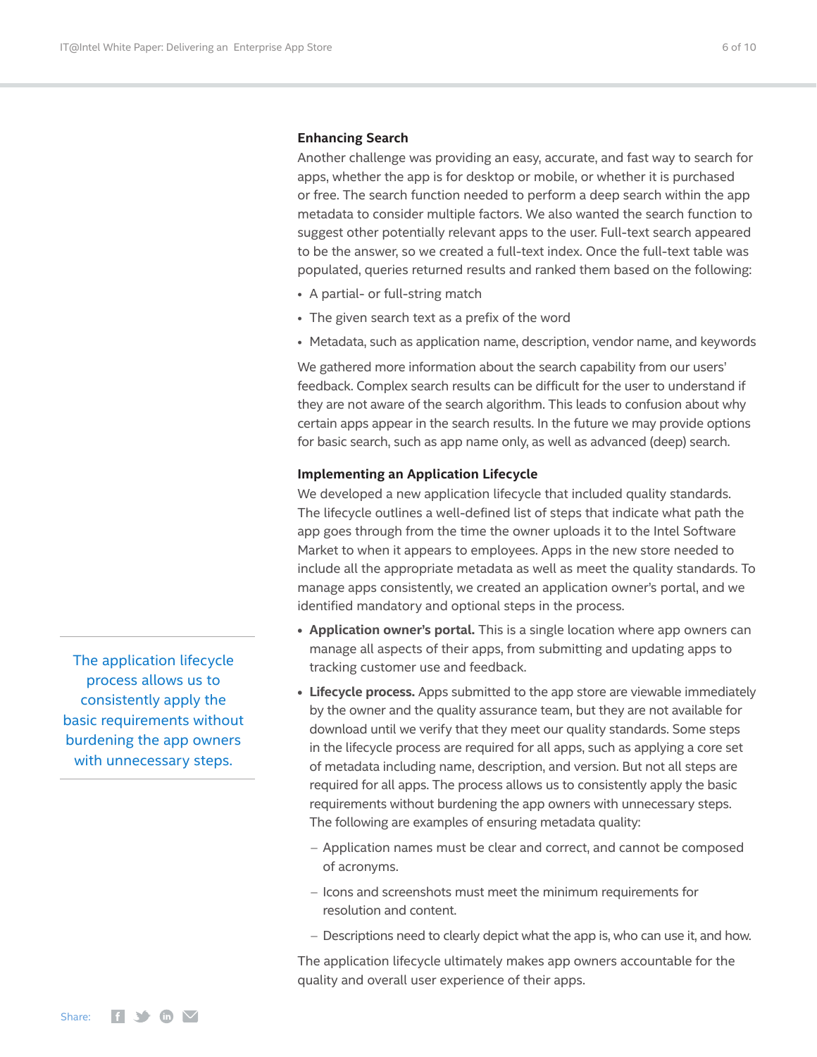### Enhancing Search

Another challenge was providing an easy, accurate, and fast way to search for apps, whether the app is for desktop or mobile, or whether it is purchased or free. The search function needed to perform a deep search within the app metadata to consider multiple factors. We also wanted the search function to suggest other potentially relevant apps to the user. Full-text search appeared to be the answer, so we created a full-text index. Once the full-text table was populated, queries returned results and ranked them based on the following:

- A partial- or full-string match
- The given search text as a prefix of the word
- Metadata, such as application name, description, vendor name, and keywords

We gathered more information about the search capability from our users' feedback. Complex search results can be difficult for the user to understand if they are not aware of the search algorithm. This leads to confusion about why certain apps appear in the search results. In the future we may provide options for basic search, such as app name only, as well as advanced (deep) search.

### Implementing an Application Lifecycle

We developed a new application lifecycle that included quality standards. The lifecycle outlines a well-defined list of steps that indicate what path the app goes through from the time the owner uploads it to the Intel Software Market to when it appears to employees. Apps in the new store needed to include all the appropriate metadata as well as meet the quality standards. To manage apps consistently, we created an application owner's portal, and we identified mandatory and optional steps in the process.

> The application lifecycle process allows us to consistently apply the basic requirements without burdening the app owners with unnecessary steps.

- **Application owner's portal.** This is a single location where app owners can manage all aspects of their apps, from submitting and updating apps to tracking customer use and feedback.
- **Lifecycle process.** Apps submitted to the app store are viewable immediately by the owner and the quality assurance team, but they are not available for download until we verify that they meet our quality standards. Some steps in the lifecycle process are required for all apps, such as applying a core set of metadata including name, description, and version. But not all steps are required for all apps. The process allows us to consistently apply the basic requirements without burdening the app owners with unnecessary steps. The following are examples of ensuring metadata quality:
  - Application names must be clear and correct, and cannot be composed of acronyms.
  - Icons and screenshots must meet the minimum requirements for resolution and content.
  - Descriptions need to clearly depict what the app is, who can use it, and how.

The application lifecycle ultimately makes app owners accountable for the quality and overall user experience of their apps.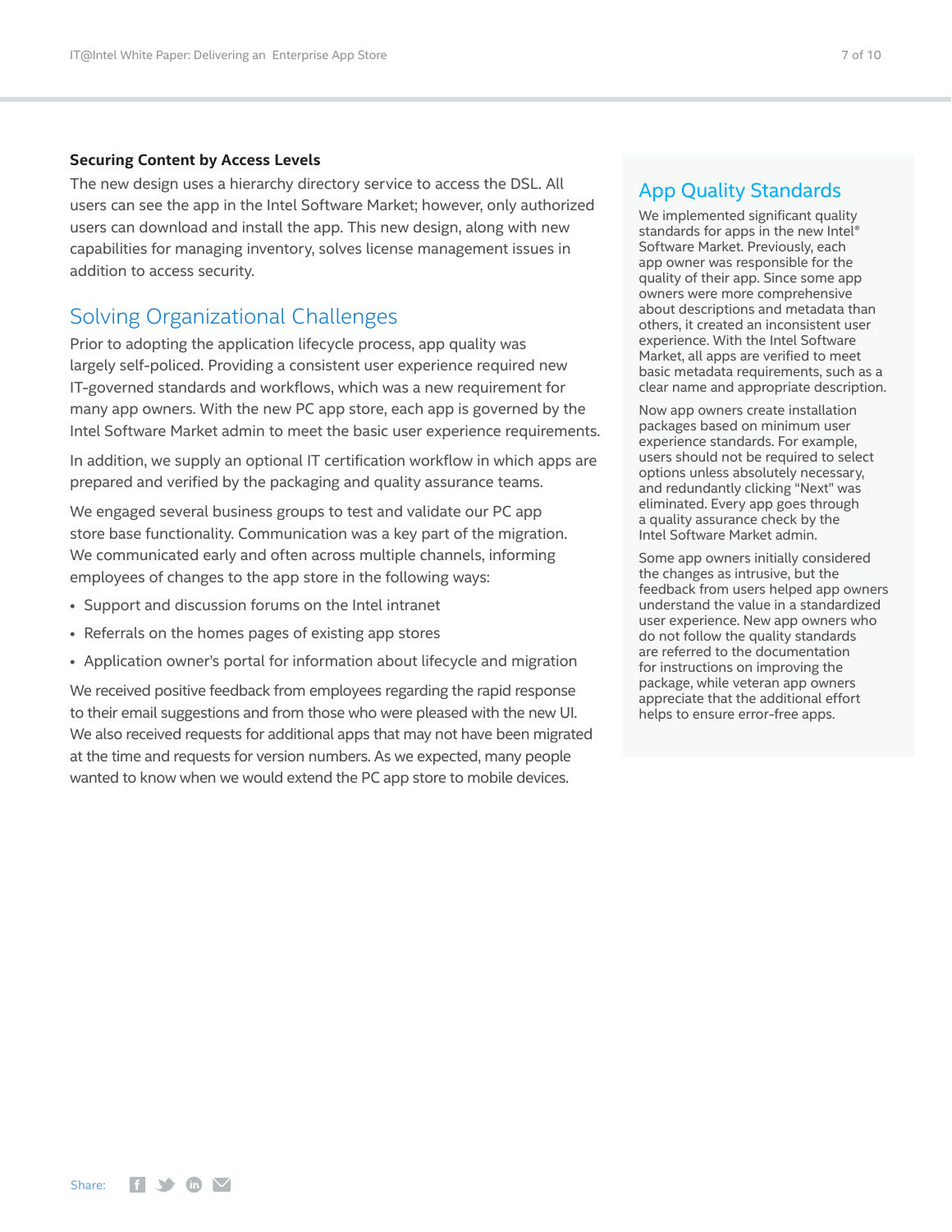### Securing Content by Access Levels

The new design uses a hierarchy directory service to access the DSL. All users can see the app in the Intel Software Market; however, only authorized users can download and install the app. This new design, along with new capabilities for managing inventory, solves license management issues in addition to access security.

## Solving Organizational Challenges

Prior to adopting the application lifecycle process, app quality was largely self-policed. Providing a consistent user experience required new IT-governed standards and workflows, which was a new requirement for many app owners. With the new PC app store, each app is governed by the Intel Software Market admin to meet the basic user experience requirements.

In addition, we supply an optional IT certification workflow in which apps are prepared and verified by the packaging and quality assurance teams.

We engaged several business groups to test and validate our PC app store base functionality. Communication was a key part of the migration. We communicated early and often across multiple channels, informing employees of changes to the app store in the following ways:

- Support and discussion forums on the Intel intranet
- Referrals on the homes pages of existing app stores
- Application owner's portal for information about lifecycle and migration

We received positive feedback from employees regarding the rapid response to their email suggestions and from those who were pleased with the new UI. We also received requests for additional apps that may not have been migrated at the time and requests for version numbers. As we expected, many people wanted to know when we would extend the PC app store to mobile devices.

## App Quality Standards

We implemented significant quality standards for apps in the new Intel® Software Market. Previously, each app owner was responsible for the quality of their app. Since some app owners were more comprehensive about descriptions and metadata than others, it created an inconsistent user experience. With the Intel Software Market, all apps are verified to meet basic metadata requirements, such as a clear name and appropriate description.

Now app owners create installation packages based on minimum user experience standards. For example, users should not be required to select options unless absolutely necessary, and redundantly clicking "Next" was eliminated. Every app goes through a quality assurance check by the Intel Software Market admin.

Some app owners initially considered the changes as intrusive, but the feedback from users helped app owners understand the value in a standardized user experience. New app owners who do not follow the quality standards are referred to the documentation for instructions on improving the package, while veteran app owners appreciate that the additional effort helps to ensure error-free apps.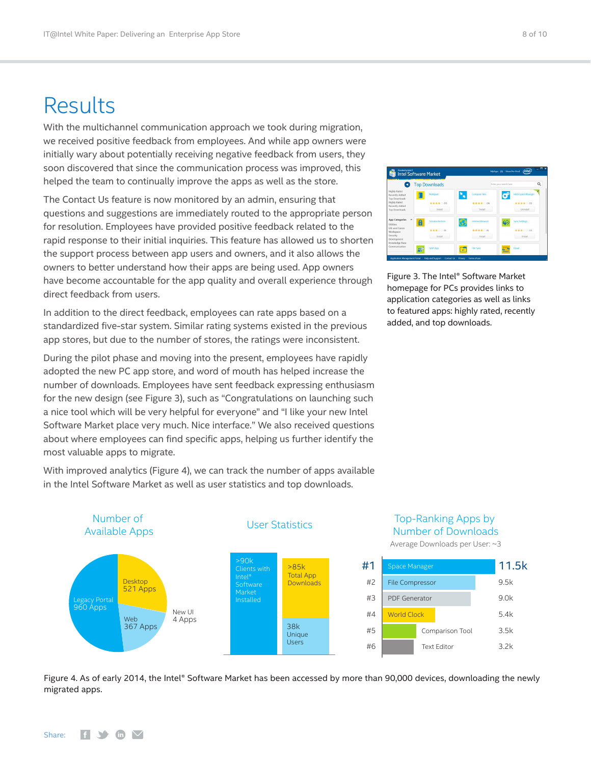# Results

With the multichannel communication approach we took during migration, we received positive feedback from employees. And while app owners were initially wary about potentially receiving negative feedback from users, they soon discovered that since the communication process was improved, this helped the team to continually improve the apps as well as the store.

The Contact Us feature is now monitored by an admin, ensuring that questions and suggestions are immediately routed to the appropriate person for resolution. Employees have provided positive feedback related to the rapid response to their initial inquiries. This feature has allowed us to shorten the support process between app users and owners, and it also allows the owners to better understand how their apps are being used. App owners have become accountable for the app quality and overall experience through direct feedback from users.

In addition to the direct feedback, employees can rate apps based on a standardized five-star system. Similar rating systems existed in the previous app stores, but due to the number of stores, the ratings were inconsistent.

During the pilot phase and moving into the present, employees have rapidly adopted the new PC app store, and word of mouth has helped increase the number of downloads. Employees have sent feedback expressing enthusiasm for the new design (see Figure 3), such as "Congratulations on launching such a nice tool which will be very helpful for everyone" and "I like your new Intel Software Market place very much. Nice interface." We also received questions about where employees can find specific apps, helping us further identify the most valuable apps to migrate.

With improved analytics (Figure 4), we can track the number of apps available in the Intel Software Market as well as user statistics and top downloads.

Figure 3. The Intel® Software Market homepage for PCs provides links to application categories as well as links to featured apps: highly rated, recently added, and top downloads.

**Number of Available Apps**

| Category | Apps |
|---|---|
| Legacy Portal | 960 Apps |
| Desktop | 521 Apps |
| Web | 367 Apps |
| New UI | 4 Apps |

**User Statistics**

- >90k Clients with Intel® Software Market Installed
- >85k Total App Downloads
- 38k Unique Users

**Top-Ranking Apps by Number of Downloads**

Average Downloads per User: ~3

| Rank | App | Downloads |
|---|---|---|
| #1 | Space Manager | 11.5k |
| #2 | File Compressor | 9.5k |
| #3 | PDF Generator | 9.0k |
| #4 | World Clock | 5.4k |
| #5 | Comparison Tool | 3.5k |
| #6 | Text Editor | 3.2k |

Figure 4. As of early 2014, the Intel® Software Market has been accessed by more than 90,000 devices, downloading the newly migrated apps.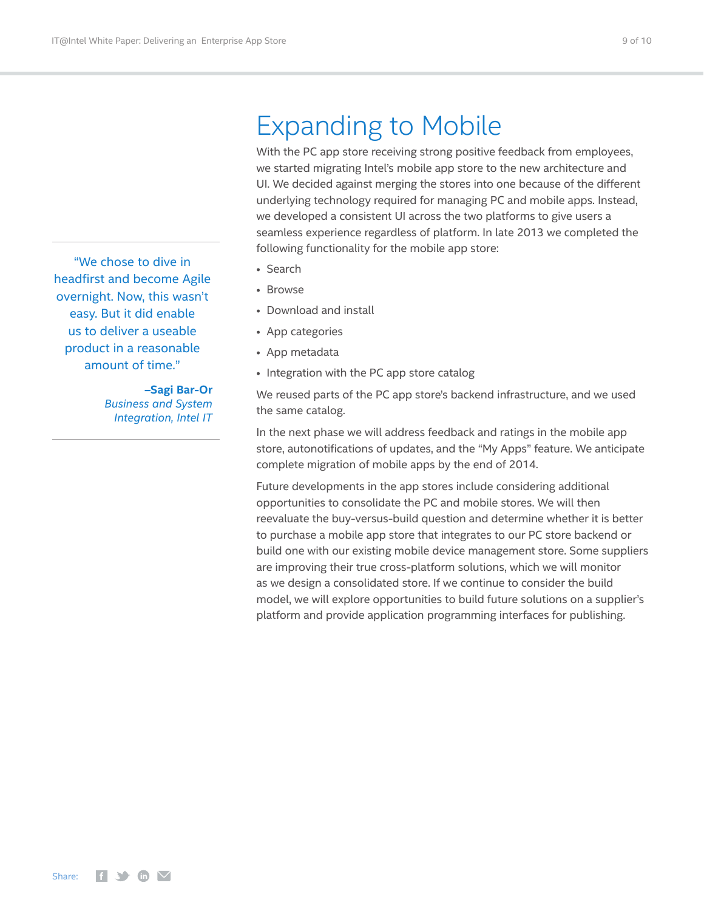# Expanding to Mobile

With the PC app store receiving strong positive feedback from employees, we started migrating Intel's mobile app store to the new architecture and UI. We decided against merging the stores into one because of the different underlying technology required for managing PC and mobile apps. Instead, we developed a consistent UI across the two platforms to give users a seamless experience regardless of platform. In late 2013 we completed the following functionality for the mobile app store:

- Search
- Browse
- Download and install
- App categories
- App metadata
- Integration with the PC app store catalog

We reused parts of the PC app store's backend infrastructure, and we used the same catalog.

In the next phase we will address feedback and ratings in the mobile app store, autonotifications of updates, and the "My Apps" feature. We anticipate complete migration of mobile apps by the end of 2014.

Future developments in the app stores include considering additional opportunities to consolidate the PC and mobile stores. We will then reevaluate the buy-versus-build question and determine whether it is better to purchase a mobile app store that integrates to our PC store backend or build one with our existing mobile device management store. Some suppliers are improving their true cross-platform solutions, which we will monitor as we design a consolidated store. If we continue to consider the build model, we will explore opportunities to build future solutions on a supplier's platform and provide application programming interfaces for publishing.

> "We chose to dive in headfirst and become Agile overnight. Now, this wasn't easy. But it did enable us to deliver a useable product in a reasonable amount of time."
>
> **–Sagi Bar-Or**
> *Business and System Integration, Intel IT*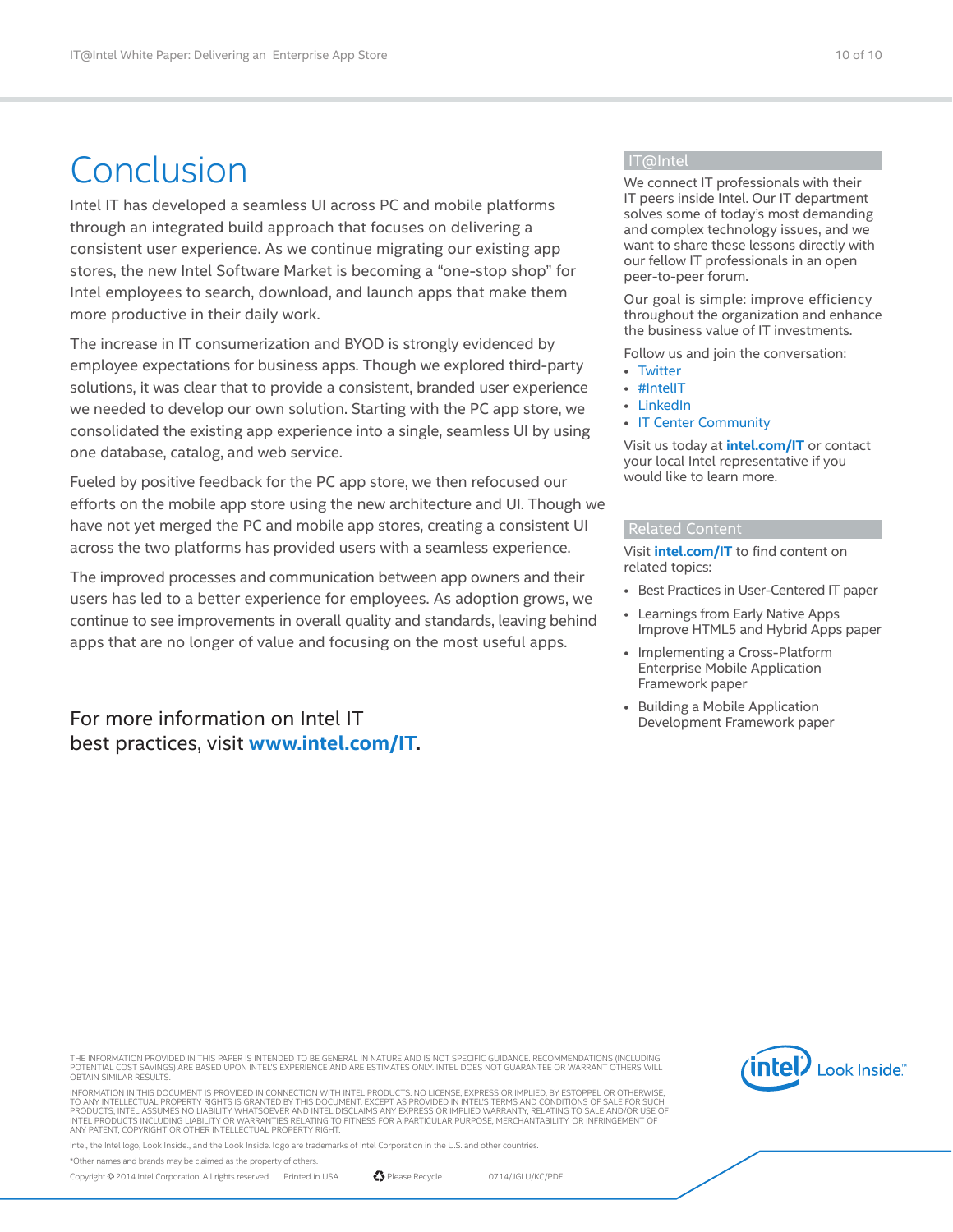# Conclusion

Intel IT has developed a seamless UI across PC and mobile platforms through an integrated build approach that focuses on delivering a consistent user experience. As we continue migrating our existing app stores, the new Intel Software Market is becoming a "one-stop shop" for Intel employees to search, download, and launch apps that make them more productive in their daily work.

The increase in IT consumerization and BYOD is strongly evidenced by employee expectations for business apps. Though we explored third-party solutions, it was clear that to provide a consistent, branded user experience we needed to develop our own solution. Starting with the PC app store, we consolidated the existing app experience into a single, seamless UI by using one database, catalog, and web service.

Fueled by positive feedback for the PC app store, we then refocused our efforts on the mobile app store using the new architecture and UI. Though we have not yet merged the PC and mobile app stores, creating a consistent UI across the two platforms has provided users with a seamless experience.

The improved processes and communication between app owners and their users has led to a better experience for employees. As adoption grows, we continue to see improvements in overall quality and standards, leaving behind apps that are no longer of value and focusing on the most useful apps.

For more information on Intel IT best practices, visit **www.intel.com/IT**.

## IT@Intel

We connect IT professionals with their IT peers inside Intel. Our IT department solves some of today's most demanding and complex technology issues, and we want to share these lessons directly with our fellow IT professionals in an open peer-to-peer forum.

Our goal is simple: improve efficiency throughout the organization and enhance the business value of IT investments.

Follow us and join the conversation:

- Twitter
- #IntelIT
- LinkedIn
- IT Center Community

Visit us today at **intel.com/IT** or contact your local Intel representative if you would like to learn more.

## Related Content

Visit **intel.com/IT** to find content on related topics:

- Best Practices in User-Centered IT paper
- Learnings from Early Native Apps Improve HTML5 and Hybrid Apps paper
- Implementing a Cross-Platform Enterprise Mobile Application Framework paper
- Building a Mobile Application Development Framework paper

THE INFORMATION PROVIDED IN THIS PAPER IS INTENDED TO BE GENERAL IN NATURE AND IS NOT SPECIFIC GUIDANCE. RECOMMENDATIONS (INCLUDING POTENTIAL COST SAVINGS) ARE BASED UPON INTEL'S EXPERIENCE AND ARE ESTIMATES ONLY. INTEL DOES NOT GUARANTEE OR WARRANT OTHERS WILL OBTAIN SIMILAR RESULTS.

INFORMATION IN THIS DOCUMENT IS PROVIDED IN CONNECTION WITH INTEL PRODUCTS. NO LICENSE, EXPRESS OR IMPLIED, BY ESTOPPEL OR OTHERWISE, TO ANY INTELLECTUAL PROPERTY RIGHTS IS GRANTED BY THIS DOCUMENT. EXCEPT AS PROVIDED IN INTEL'S TERMS AND CONDITIONS OF SALE FOR SUCH PRODUCTS, INTEL ASSUMES NO LIABILITY WHATSOEVER AND INTEL DISCLAIMS ANY EXPRESS OR IMPLIED WARRANTY, RELATING TO SALE AND/OR USE OF INTEL PRODUCTS INCLUDING LIABILITY OR WARRANTIES RELATING TO FITNESS FOR A PARTICULAR PURPOSE, MERCHANTABILITY, OR INFRINGEMENT OF ANY PATENT, COPYRIGHT OR OTHER INTELLECTUAL PROPERTY RIGHT.

Intel, the Intel logo, Look Inside., and the Look Inside. logo are trademarks of Intel Corporation in the U.S. and other countries.

*Other names and brands may be claimed as the property of others.

Copyright © 2014 Intel Corporation. All rights reserved. Printed in USA Please Recycle 0714/JGLU/KC/PDF